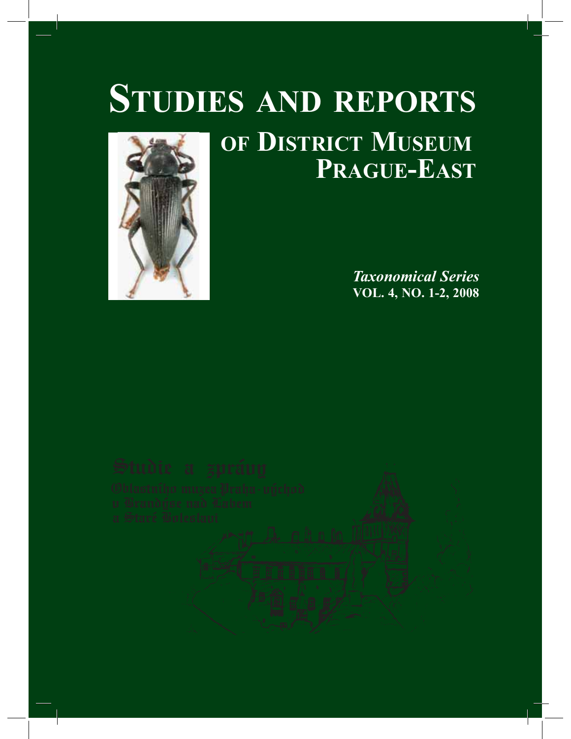# STUDIES AND REPORTS

## OF DISTRICT MUSEUM PRAGUE-EAST

***Taxonomical Series***
**VOL. 4, NO. 1-2, 2008**

Studie a zprávy
Oblastního muzea Praha-východ
v Brandýse nad Labem
a Staré Boleslavi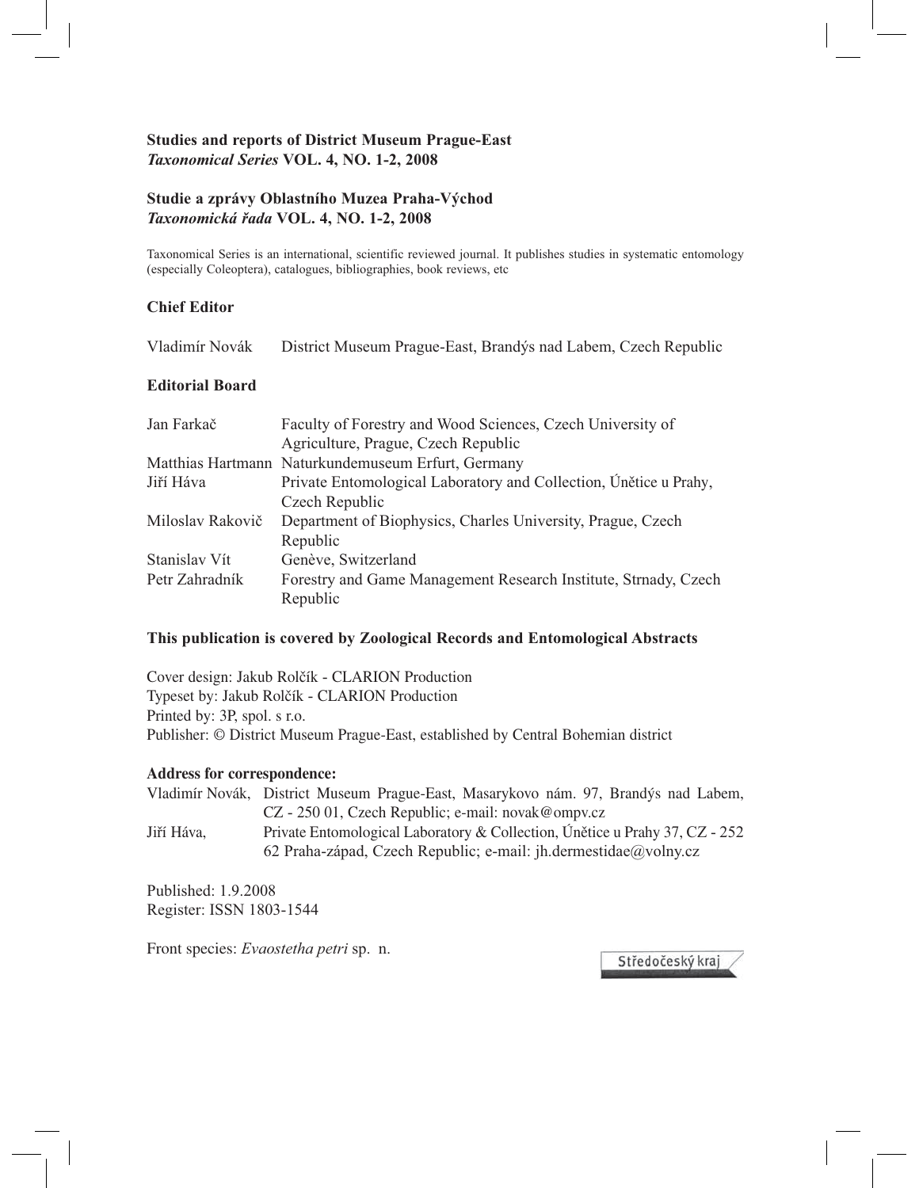**Studies and reports of District Museum Prague-East**
***Taxonomical Series* VOL. 4, NO. 1-2, 2008**

**Studie a zprávy Oblastního Muzea Praha-Východ**
***Taxonomická řada* VOL. 4, NO. 1-2, 2008**

Taxonomical Series is an international, scientific reviewed journal. It publishes studies in systematic entomology (especially Coleoptera), catalogues, bibliographies, book reviews, etc

**Chief Editor**

Vladimír Novák — District Museum Prague-East, Brandýs nad Labem, Czech Republic

**Editorial Board**

| | |
|---|---|
| Jan Farkač | Faculty of Forestry and Wood Sciences, Czech University of Agriculture, Prague, Czech Republic |
| Matthias Hartmann | Naturkundemuseum Erfurt, Germany |
| Jiří Háva | Private Entomological Laboratory and Collection, Únětice u Prahy, Czech Republic |
| Miloslav Rakovič | Department of Biophysics, Charles University, Prague, Czech Republic |
| Stanislav Vít | Genève, Switzerland |
| Petr Zahradník | Forestry and Game Management Research Institute, Strnady, Czech Republic |

**This publication is covered by Zoological Records and Entomological Abstracts**

Cover design: Jakub Rolčík - CLARION Production
Typeset by: Jakub Rolčík - CLARION Production
Printed by: 3P, spol. s r.o.
Publisher: © District Museum Prague-East, established by Central Bohemian district

**Address for correspondence:**

Vladimír Novák, District Museum Prague-East, Masarykovo nám. 97, Brandýs nad Labem, CZ - 250 01, Czech Republic; e-mail: novak@ompv.cz
Jiří Háva, Private Entomological Laboratory & Collection, Únětice u Prahy 37, CZ - 252 62 Praha-západ, Czech Republic; e-mail: jh.dermestidae@volny.cz

Published: 1.9.2008
Register: ISSN 1803-1544

Front species: *Evaostetha petri* sp. n.

Středočeský kraj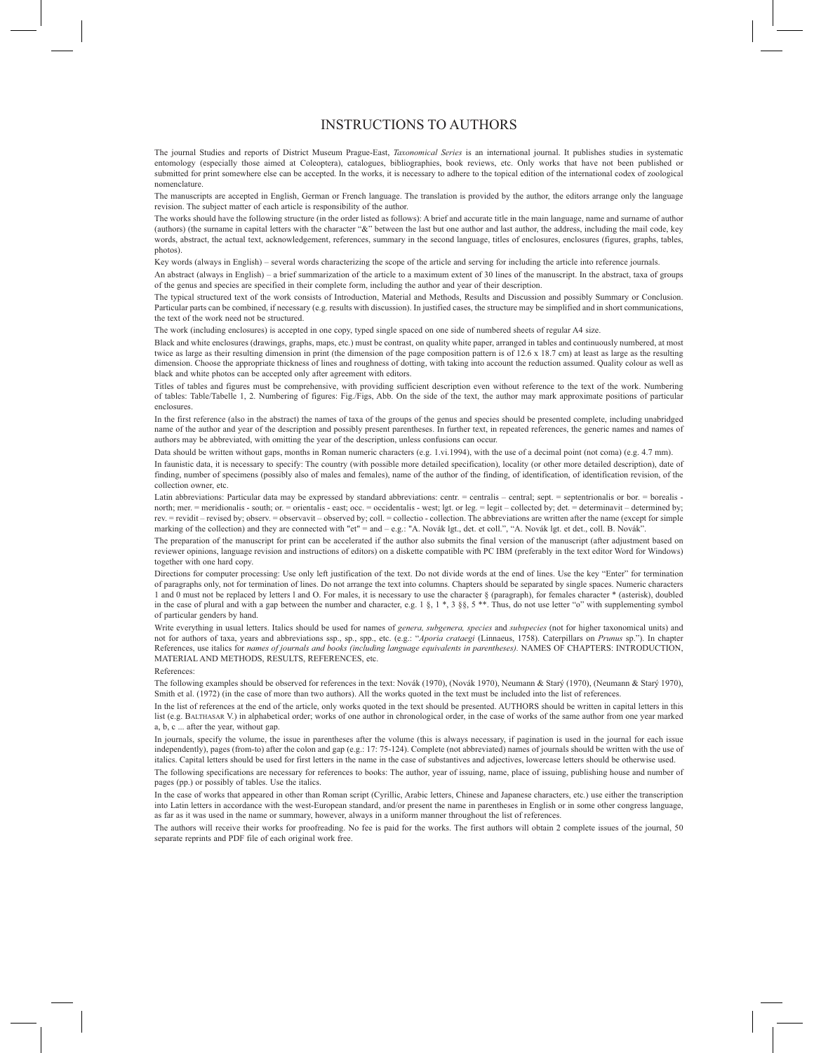# INSTRUCTIONS TO AUTHORS

The journal Studies and reports of District Museum Prague-East, *Taxonomical Series* is an international journal. It publishes studies in systematic entomology (especially those aimed at Coleoptera), catalogues, bibliographies, book reviews, etc. Only works that have not been published or submitted for print somewhere else can be accepted. In the works, it is necessary to adhere to the topical edition of the international codex of zoological nomenclature.

The manuscripts are accepted in English, German or French language. The translation is provided by the author, the editors arrange only the language revision. The subject matter of each article is responsibility of the author.

The works should have the following structure (in the order listed as follows): A brief and accurate title in the main language, name and surname of author (authors) (the surname in capital letters with the character "&" between the last but one author and last author, the address, including the mail code, key words, abstract, the actual text, acknowledgement, references, summary in the second language, titles of enclosures, enclosures (figures, graphs, tables, photos).

Key words (always in English) – several words characterizing the scope of the article and serving for including the article into reference journals.

An abstract (always in English) – a brief summarization of the article to a maximum extent of 30 lines of the manuscript. In the abstract, taxa of groups of the genus and species are specified in their complete form, including the author and year of their description.

The typical structured text of the work consists of Introduction, Material and Methods, Results and Discussion and possibly Summary or Conclusion. Particular parts can be combined, if necessary (e.g. results with discussion). In justified cases, the structure may be simplified and in short communications, the text of the work need not be structured.

The work (including enclosures) is accepted in one copy, typed single spaced on one side of numbered sheets of regular A4 size.

Black and white enclosures (drawings, graphs, maps, etc.) must be contrast, on quality white paper, arranged in tables and continuously numbered, at most twice as large as their resulting dimension in print (the dimension of the page composition pattern is of 12.6 x 18.7 cm) at least as large as the resulting dimension. Choose the appropriate thickness of lines and roughness of dotting, with taking into account the reduction assumed. Quality colour as well as black and white photos can be accepted only after agreement with editors.

Titles of tables and figures must be comprehensive, with providing sufficient description even without reference to the text of the work. Numbering of tables: Table/Tabelle 1, 2. Numbering of figures: Fig./Figs, Abb. On the side of the text, the author may mark approximate positions of particular enclosures.

In the first reference (also in the abstract) the names of taxa of the groups of the genus and species should be presented complete, including unabridged name of the author and year of the description and possibly present parentheses. In further text, in repeated references, the generic names and names of authors may be abbreviated, with omitting the year of the description, unless confusions can occur.

Data should be written without gaps, months in Roman numeric characters (e.g. 1.vi.1994), with the use of a decimal point (not coma) (e.g. 4.7 mm).

In faunistic data, it is necessary to specify: The country (with possible more detailed specification), locality (or other more detailed description), date of finding, number of specimens (possibly also of males and females), name of the author of the finding, of identification, of identification revision, of the collection owner, etc.

Latin abbreviations: Particular data may be expressed by standard abbreviations: centr. = centralis – central; sept. = septentrionalis or bor. = borealis - north; mer. = meridionalis - south; or. = orientalis - east; occ. = occidentalis - west; lgt. or leg. = legit – collected by; det. = determinavit – determined by; rev. = revidit – revised by; observ. = observavit – observed by; coll. = collectio - collection. The abbreviations are written after the name (except for simple marking of the collection) and they are connected with "et" = and – e.g.: "A. Novák lgt., det. et coll.", "A. Novák lgt. et det., coll. B. Novák".

The preparation of the manuscript for print can be accelerated if the author also submits the final version of the manuscript (after adjustment based on reviewer opinions, language revision and instructions of editors) on a diskette compatible with PC IBM (preferably in the text editor Word for Windows) together with one hard copy.

Directions for computer processing: Use only left justification of the text. Do not divide words at the end of lines. Use the key "Enter" for termination of paragraphs only, not for termination of lines. Do not arrange the text into columns. Chapters should be separated by single spaces. Numeric characters 1 and 0 must not be replaced by letters l and O. For males, it is necessary to use the character § (paragraph), for females character * (asterisk), doubled in the case of plural and with a gap between the number and character, e.g. 1 §, 1 *, 3 §§, 5 **. Thus, do not use letter "o" with supplementing symbol of particular genders by hand.

Write everything in usual letters. Italics should be used for names of *genera, subgenera, species* and *subspecies* (not for higher taxonomical units) and not for authors of taxa, years and abbreviations ssp., sp., spp., etc. (e.g.: "*Aporia crataegi* (Linnaeus, 1758). Caterpillars on *Prunus* sp."). In chapter References, use italics for *names of journals and books (including language equivalents in parentheses).* NAMES OF CHAPTERS: INTRODUCTION, MATERIAL AND METHODS, RESULTS, REFERENCES, etc.

References:

The following examples should be observed for references in the text: Novák (1970), (Novák 1970), Neumann & Starý (1970), (Neumann & Starý 1970), Smith et al. (1972) (in the case of more than two authors). All the works quoted in the text must be included into the list of references.

In the list of references at the end of the article, only works quoted in the text should be presented. AUTHORS should be written in capital letters in this list (e.g. BALTHASAR V.) in alphabetical order; works of one author in chronological order, in the case of works of the same author from one year marked a, b, c ... after the year, without gap.

In journals, specify the volume, the issue in parentheses after the volume (this is always necessary, if pagination is used in the journal for each issue independently), pages (from-to) after the colon and gap (e.g.: 17: 75-124). Complete (not abbreviated) names of journals should be written with the use of italics. Capital letters should be used for first letters in the name in the case of substantives and adjectives, lowercase letters should be otherwise used.

The following specifications are necessary for references to books: The author, year of issuing, name, place of issuing, publishing house and number of pages (pp.) or possibly of tables. Use the italics.

In the case of works that appeared in other than Roman script (Cyrillic, Arabic letters, Chinese and Japanese characters, etc.) use either the transcription into Latin letters in accordance with the west-European standard, and/or present the name in parentheses in English or in some other congress language, as far as it was used in the name or summary, however, always in a uniform manner throughout the list of references.

The authors will receive their works for proofreading. No fee is paid for the works. The first authors will obtain 2 complete issues of the journal, 50 separate reprints and PDF file of each original work free.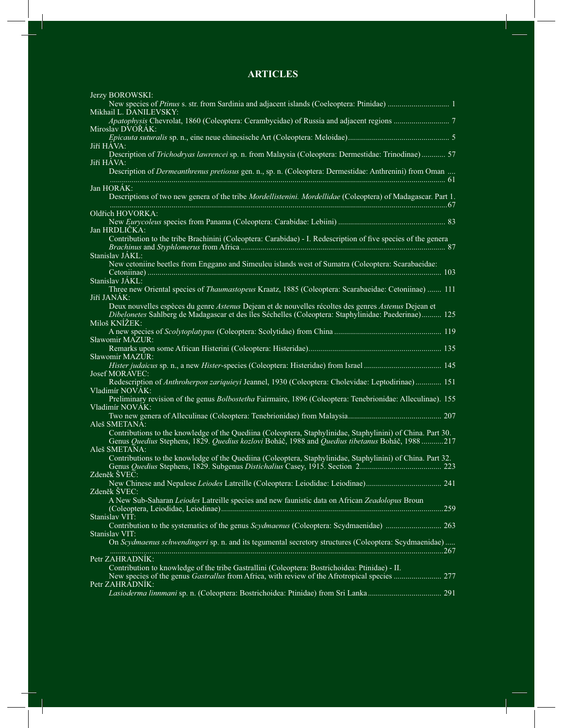# ARTICLES

Jerzy BOROWSKI:
New species of *Ptinus* s. str. from Sardinia and adjacent islands (Coeleoptera: Ptinidae) ............................... 1

Mikhail L. DANILEVSKY:
*Apatophysis* Chevrolat, 1860 (Coleoptera: Cerambycidae) of Russia and adjacent regions ............................ 7

Miroslav DVOŘÁK:
*Epicauta suturalis* sp. n., eine neue chinesische Art (Coleoptera: Meloidae)................................................... 5

Jiří HÁVA:
Description of *Trichodryas lawrencei* sp. n. from Malaysia (Coleoptera: Dermestidae: Trinodinae)............ 57

Jiří HÁVA:
Description of *Dermeanthrenus pretiosus* gen. n., sp. n. (Coleoptera: Dermestidae: Anthrenini) from Oman .... ........................................................................................................................................................ 61

Jan HORÁK:
Descriptions of two new genera of the tribe *Mordellistenini. Mordellidae* (Coleoptera) of Madagascar. Part 1. ........................................................................................................................................................67

Oldřich HOVORKA:
New *Eurycoleus* species from Panama (Coleoptera: Carabidae: Lebiini) ...................................................... 83

Jan HRDLIČKA:
Contribution to the tribe Brachinini (Coleoptera: Carabidae) - I. Redescription of five species of the genera *Brachinus* and *Styphlomerus* from Africa ........................................................................................................ 87

Stanislav JÁKL:
New cetoniine beetles from Enggano and Simeuleu islands west of Sumatra (Coleoptera: Scarabaeidae: Cetoniinae) ................................................................................................................................................ 103

Stanislav JÁKL:
Three new Oriental species of *Thaumastopeus* Kraatz, 1885 (Coleoptera: Scarabaeidae: Cetoniinae) ....... 111

Jiří JANÁK:
Deux nouvelles espèces du genre *Astenus* Dejean et de nouvelles récoltes des genres *Astenus* Dejean et *Dibelonetes* Sahlberg de Madagascar et des îles Séchelles (Coleoptera: Staphylinidae: Paederinae).......... 125

Miloš KNÍŽEK:
A new species of *Scolytoplatypus* (Coleoptera: Scolytidae) from China ...................................................... 119

Sławomir MAZUR:
Remarks upon some African Histerini (Coleoptera: Histeridae)................................................................... 135

Sławomir MAZUR:
*Hister judaicus* sp. n., a new *Hister*-species (Coleoptera: Histeridae) from Israel ....................................... 145

Josef MORAVEC:
Redescription of *Anthroherpon zariquieyi* Jeannel, 1930 (Coleoptera: Cholevidae: Leptodirinae)............. 151

Vladimír NOVÁK:
Preliminary revision of the genus *Bolbostetha* Fairmaire, 1896 (Coleoptera: Tenebrionidae: Alleculinae). 155

Vladimír NOVÁK:
Two new genera of Alleculinae (Coleoptera: Tenebrionidae) from Malaysia............................................... 207

Aleš SMETANA:
Contributions to the knowledge of the Quediina (Coleoptera, Staphylinidae, Staphylinini) of China. Part 30. Genus *Quedius* Stephens, 1829. *Quedius kozlovi* Boháč, 1988 and *Quedius tibetanus* Boháč, 1988...........217

Aleš SMETANA:
Contributions to the knowledge of the Quediina (Coleoptera, Staphylinidae, Staphylinini) of China. Part 32. Genus *Quedius* Stephens, 1829. Subgenus *Distichalius* Casey, 1915. Section 2......................................... 223

Zdeněk ŠVEC:
New Chinese and Nepalese *Leiodes* Latreille (Coleoptera: Leiodidae: Leiodinae)...................................... 241

Zdeněk ŠVEC:
A New Sub-Saharan *Leiodes* Latreille species and new faunistic data on African *Zeadolopus* Broun (Coleoptera, Leiodidae, Leiodinae)...............................................................................................................259

Stanislav VIT:
Contribution to the systematics of the genus *Scydmaenus* (Coleoptera: Scydmaenidae) ............................ 263

Stanislav VIT:
On *Scydmaenus schwendingeri* sp. n. and its tegumental secretory structures (Coleoptera: Scydmaenidae) ..... ........................................................................................................................................................267

Petr ZAHRADNÍK:
Contribution to knowledge of the tribe Gastrallini (Coleoptera: Bostrichoidea: Ptinidae) - II. New species of the genus *Gastrallus* from Africa, with review of the Afrotropical species ........................ 277

Petr ZAHRADNÍK:
*Lasioderma linnmani* sp. n. (Coleoptera: Bostrichoidea: Ptinidae) from Sri Lanka..................................... 291